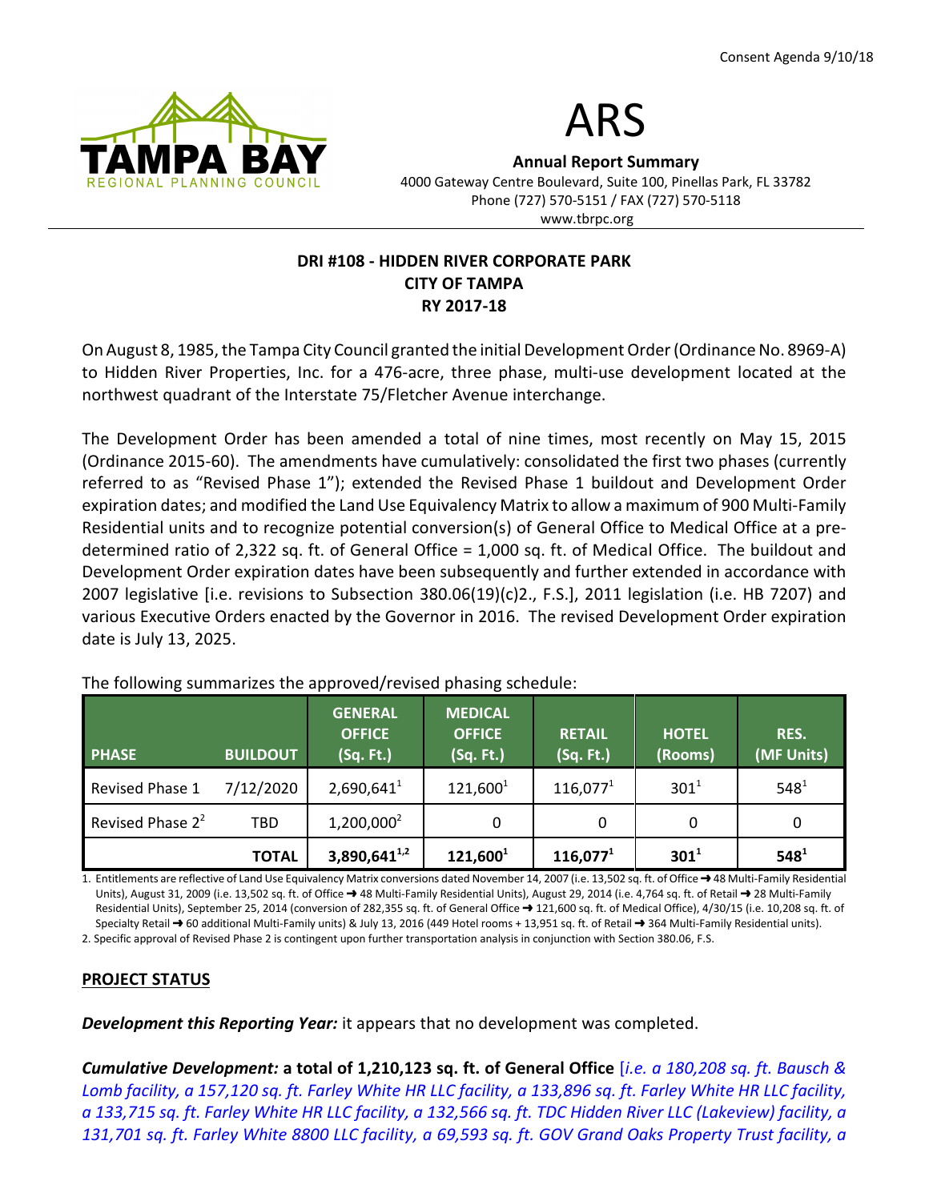Consent Agenda 9/10/18

TAMPA BAY REGIONAL PLANNING COUNCIL

# ARS

**Annual Report Summary**

4000 Gateway Centre Boulevard, Suite 100, Pinellas Park, FL 33782
Phone (727) 570-5151 / FAX (727) 570-5118
www.tbrpc.org

## DRI #108 - HIDDEN RIVER CORPORATE PARK
## CITY OF TAMPA
## RY 2017-18

On August 8, 1985, the Tampa City Council granted the initial Development Order (Ordinance No. 8969-A) to Hidden River Properties, Inc. for a 476-acre, three phase, multi-use development located at the northwest quadrant of the Interstate 75/Fletcher Avenue interchange.

The Development Order has been amended a total of nine times, most recently on May 15, 2015 (Ordinance 2015-60). The amendments have cumulatively: consolidated the first two phases (currently referred to as "Revised Phase 1"); extended the Revised Phase 1 buildout and Development Order expiration dates; and modified the Land Use Equivalency Matrix to allow a maximum of 900 Multi-Family Residential units and to recognize potential conversion(s) of General Office to Medical Office at a pre-determined ratio of 2,322 sq. ft. of General Office = 1,000 sq. ft. of Medical Office. The buildout and Development Order expiration dates have been subsequently and further extended in accordance with 2007 legislative [i.e. revisions to Subsection 380.06(19)(c)2., F.S.], 2011 legislation (i.e. HB 7207) and various Executive Orders enacted by the Governor in 2016. The revised Development Order expiration date is July 13, 2025.

The following summarizes the approved/revised phasing schedule:

| PHASE | BUILDOUT | GENERAL OFFICE (Sq. Ft.) | MEDICAL OFFICE (Sq. Ft.) | RETAIL (Sq. Ft.) | HOTEL (Rooms) | RES. (MF Units) |
|---|---|---|---|---|---|---|
| Revised Phase 1 | 7/12/2020 | 2,690,641[1] | 121,600[1] | 116,077[1] | 301[1] | 548[1] |
| Revised Phase 2[2] | TBD | 1,200,000[2] | 0 | 0 | 0 | 0 |
| | **TOTAL** | **3,890,641[1,2]** | **121,600[1]** | **116,077[1]** | **301[1]** | **548[1]** |

1. Entitlements are reflective of Land Use Equivalency Matrix conversions dated November 14, 2007 (i.e. 13,502 sq. ft. of Office ➜ 48 Multi-Family Residential Units), August 31, 2009 (i.e. 13,502 sq. ft. of Office ➜ 48 Multi-Family Residential Units), August 29, 2014 (i.e. 4,764 sq. ft. of Retail ➜ 28 Multi-Family Residential Units), September 25, 2014 (conversion of 282,355 sq. ft. of General Office ➜ 121,600 sq. ft. of Medical Office), 4/30/15 (i.e. 10,208 sq. ft. of Specialty Retail ➜ 60 additional Multi-Family units) & July 13, 2016 (449 Hotel rooms + 13,951 sq. ft. of Retail ➜ 364 Multi-Family Residential units).
2. Specific approval of Revised Phase 2 is contingent upon further transportation analysis in conjunction with Section 380.06, F.S.

**PROJECT STATUS**

***Development this Reporting Year:*** it appears that no development was completed.

***Cumulative Development:*** **a total of 1,210,123 sq. ft. of General Office** [*i.e. a 180,208 sq. ft. Bausch & Lomb facility, a 157,120 sq. ft. Farley White HR LLC facility, a 133,896 sq. ft. Farley White HR LLC facility, a 133,715 sq. ft. Farley White HR LLC facility, a 132,566 sq. ft. TDC Hidden River LLC (Lakeview) facility, a 131,701 sq. ft. Farley White 8800 LLC facility, a 69,593 sq. ft. GOV Grand Oaks Property Trust facility, a*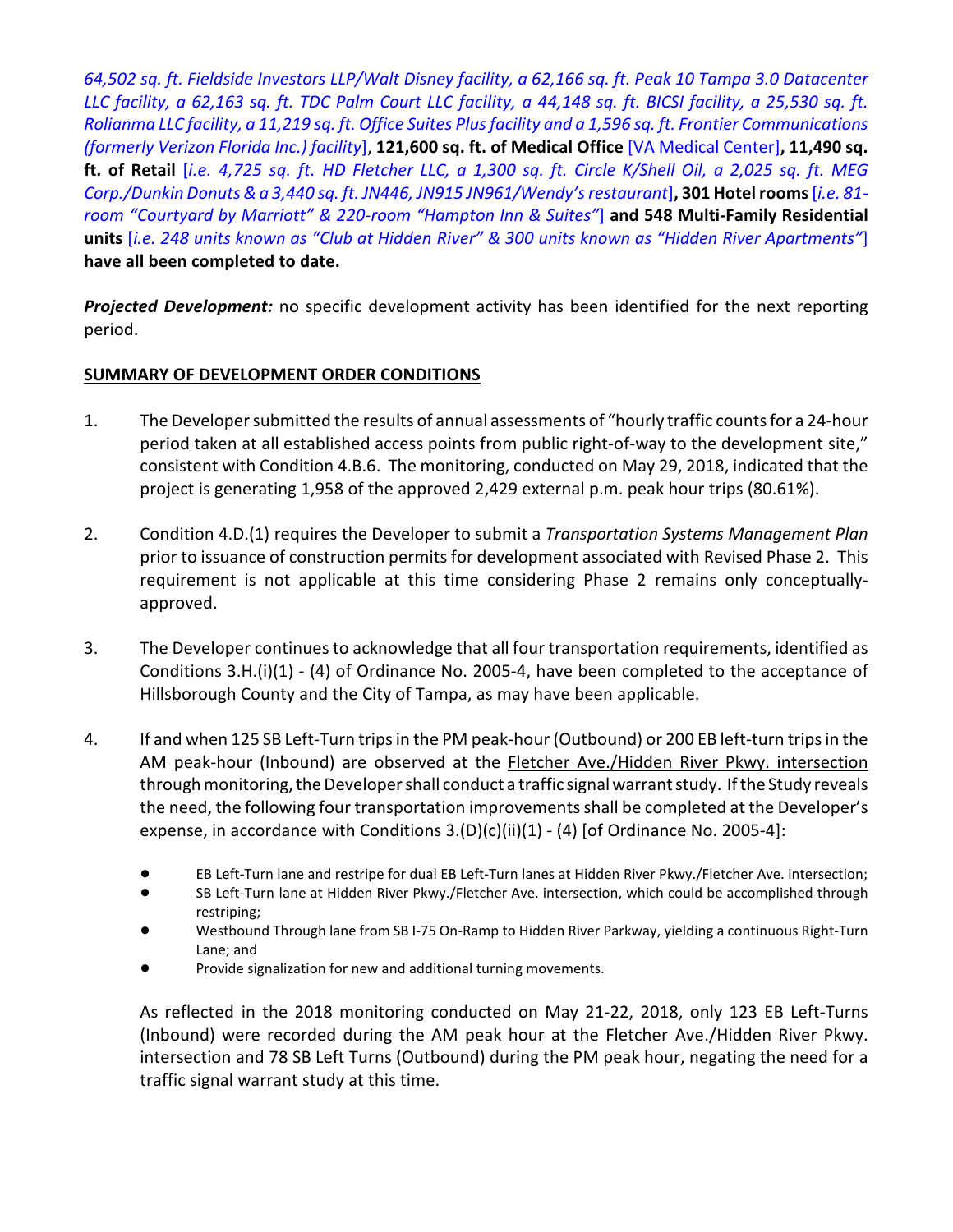*64,502 sq. ft. Fieldside Investors LLP/Walt Disney facility, a 62,166 sq. ft. Peak 10 Tampa 3.0 Datacenter LLC facility, a 62,163 sq. ft. TDC Palm Court LLC facility, a 44,148 sq. ft. BICSI facility, a 25,530 sq. ft. Rolianma LLC facility, a 11,219 sq. ft. Office Suites Plus facility and a 1,596 sq. ft. Frontier Communications (formerly Verizon Florida Inc.) facility*], **121,600 sq. ft. of Medical Office** [VA Medical Center]**, 11,490 sq. ft. of Retail** [*i.e. 4,725 sq. ft. HD Fletcher LLC, a 1,300 sq. ft. Circle K/Shell Oil, a 2,025 sq. ft. MEG Corp./Dunkin Donuts & a 3,440 sq. ft. JN446, JN915 JN961/Wendy's restaurant*]**, 301 Hotel rooms** [*i.e. 81-room "Courtyard by Marriott" & 220-room "Hampton Inn & Suites"*] **and 548 Multi-Family Residential units** [*i.e. 248 units known as "Club at Hidden River" & 300 units known as "Hidden River Apartments"*] **have all been completed to date.**

***Projected Development:*** no specific development activity has been identified for the next reporting period.

**SUMMARY OF DEVELOPMENT ORDER CONDITIONS**

1. The Developer submitted the results of annual assessments of "hourly traffic counts for a 24-hour period taken at all established access points from public right-of-way to the development site," consistent with Condition 4.B.6. The monitoring, conducted on May 29, 2018, indicated that the project is generating 1,958 of the approved 2,429 external p.m. peak hour trips (80.61%).

2. Condition 4.D.(1) requires the Developer to submit a *Transportation Systems Management Plan* prior to issuance of construction permits for development associated with Revised Phase 2. This requirement is not applicable at this time considering Phase 2 remains only conceptually-approved.

3. The Developer continues to acknowledge that all four transportation requirements, identified as Conditions 3.H.(i)(1) - (4) of Ordinance No. 2005-4, have been completed to the acceptance of Hillsborough County and the City of Tampa, as may have been applicable.

4. If and when 125 SB Left-Turn trips in the PM peak-hour (Outbound) or 200 EB left-turn trips in the AM peak-hour (Inbound) are observed at the Fletcher Ave./Hidden River Pkwy. intersection through monitoring, the Developer shall conduct a traffic signal warrant study. If the Study reveals the need, the following four transportation improvements shall be completed at the Developer's expense, in accordance with Conditions 3.(D)(c)(ii)(1) - (4) [of Ordinance No. 2005-4]:

   - EB Left-Turn lane and restripe for dual EB Left-Turn lanes at Hidden River Pkwy./Fletcher Ave. intersection;
   - SB Left-Turn lane at Hidden River Pkwy./Fletcher Ave. intersection, which could be accomplished through restriping;
   - Westbound Through lane from SB I-75 On-Ramp to Hidden River Parkway, yielding a continuous Right-Turn Lane; and
   - Provide signalization for new and additional turning movements.

   As reflected in the 2018 monitoring conducted on May 21-22, 2018, only 123 EB Left-Turns (Inbound) were recorded during the AM peak hour at the Fletcher Ave./Hidden River Pkwy. intersection and 78 SB Left Turns (Outbound) during the PM peak hour, negating the need for a traffic signal warrant study at this time.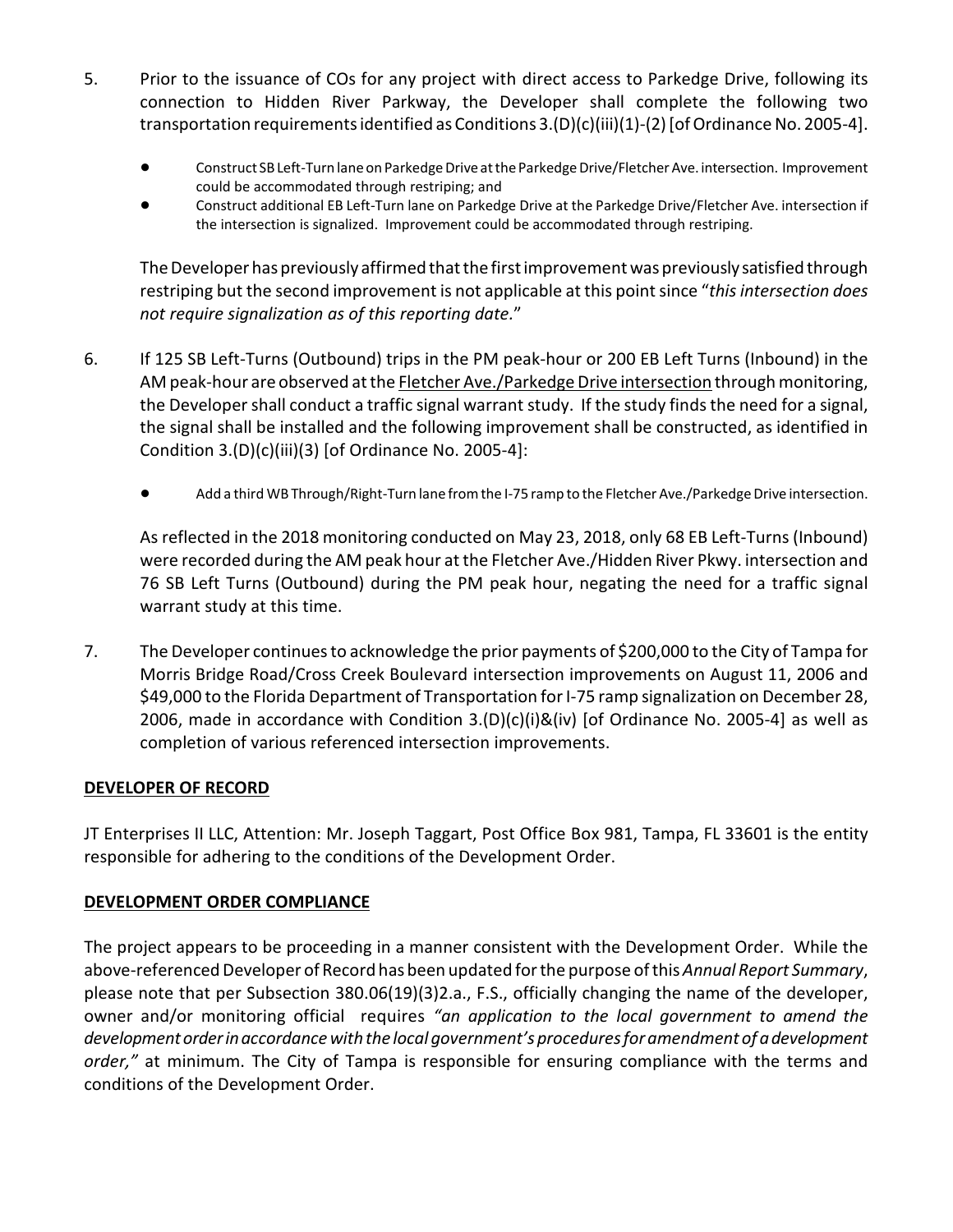5. Prior to the issuance of COs for any project with direct access to Parkedge Drive, following its connection to Hidden River Parkway, the Developer shall complete the following two transportation requirements identified as Conditions 3.(D)(c)(iii)(1)-(2) [of Ordinance No. 2005-4].

   - Construct SB Left-Turn lane on Parkedge Drive at the Parkedge Drive/Fletcher Ave. intersection. Improvement could be accommodated through restriping; and
   - Construct additional EB Left-Turn lane on Parkedge Drive at the Parkedge Drive/Fletcher Ave. intersection if the intersection is signalized. Improvement could be accommodated through restriping.

   The Developer has previously affirmed that the first improvement was previously satisfied through restriping but the second improvement is not applicable at this point since "*this intersection does not require signalization as of this reporting date.*"

6. If 125 SB Left-Turns (Outbound) trips in the PM peak-hour or 200 EB Left Turns (Inbound) in the AM peak-hour are observed at the <u>Fletcher Ave./Parkedge Drive intersection</u> through monitoring, the Developer shall conduct a traffic signal warrant study. If the study finds the need for a signal, the signal shall be installed and the following improvement shall be constructed, as identified in Condition 3.(D)(c)(iii)(3) [of Ordinance No. 2005-4]:

   - Add a third WB Through/Right-Turn lane from the I-75 ramp to the Fletcher Ave./Parkedge Drive intersection.

   As reflected in the 2018 monitoring conducted on May 23, 2018, only 68 EB Left-Turns (Inbound) were recorded during the AM peak hour at the Fletcher Ave./Hidden River Pkwy. intersection and 76 SB Left Turns (Outbound) during the PM peak hour, negating the need for a traffic signal warrant study at this time.

7. The Developer continues to acknowledge the prior payments of $200,000 to the City of Tampa for Morris Bridge Road/Cross Creek Boulevard intersection improvements on August 11, 2006 and $49,000 to the Florida Department of Transportation for I-75 ramp signalization on December 28, 2006, made in accordance with Condition 3.(D)(c)(i)&(iv) [of Ordinance No. 2005-4] as well as completion of various referenced intersection improvements.

## <u>DEVELOPER OF RECORD</u>

JT Enterprises II LLC, Attention: Mr. Joseph Taggart, Post Office Box 981, Tampa, FL 33601 is the entity responsible for adhering to the conditions of the Development Order.

## <u>DEVELOPMENT ORDER COMPLIANCE</u>

The project appears to be proceeding in a manner consistent with the Development Order. While the above-referenced Developer of Record has been updated for the purpose of this *Annual Report Summary*, please note that per Subsection 380.06(19)(3)2.a., F.S., officially changing the name of the developer, owner and/or monitoring official requires *"an application to the local government to amend the development order in accordance with the local government's procedures for amendment of a development order,"* at minimum. The City of Tampa is responsible for ensuring compliance with the terms and conditions of the Development Order.